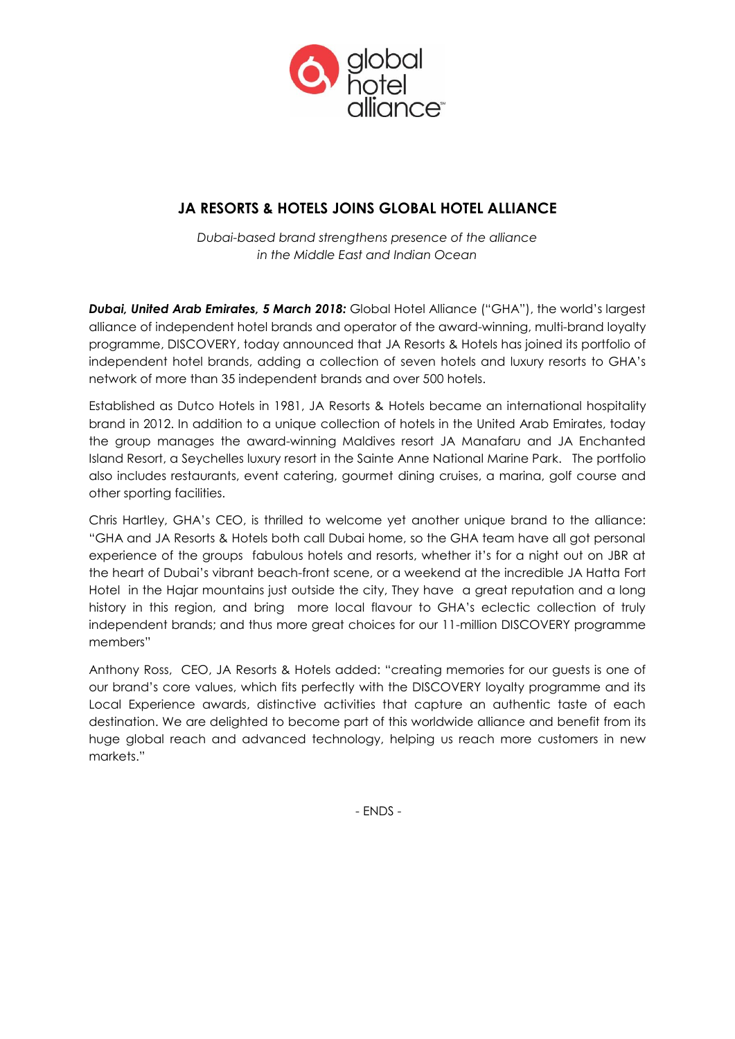global hotel alliance

# JA RESORTS & HOTELS JOINS GLOBAL HOTEL ALLIANCE

*Dubai-based brand strengthens presence of the alliance in the Middle East and Indian Ocean*

***Dubai, United Arab Emirates, 5 March 2018:*** Global Hotel Alliance ("GHA"), the world's largest alliance of independent hotel brands and operator of the award-winning, multi-brand loyalty programme, DISCOVERY, today announced that JA Resorts & Hotels has joined its portfolio of independent hotel brands, adding a collection of seven hotels and luxury resorts to GHA's network of more than 35 independent brands and over 500 hotels.

Established as Dutco Hotels in 1981, JA Resorts & Hotels became an international hospitality brand in 2012. In addition to a unique collection of hotels in the United Arab Emirates, today the group manages the award-winning Maldives resort JA Manafaru and JA Enchanted Island Resort, a Seychelles luxury resort in the Sainte Anne National Marine Park. The portfolio also includes restaurants, event catering, gourmet dining cruises, a marina, golf course and other sporting facilities.

Chris Hartley, GHA's CEO, is thrilled to welcome yet another unique brand to the alliance: "GHA and JA Resorts & Hotels both call Dubai home, so the GHA team have all got personal experience of the groups fabulous hotels and resorts, whether it's for a night out on JBR at the heart of Dubai's vibrant beach-front scene, or a weekend at the incredible JA Hatta Fort Hotel in the Hajar mountains just outside the city, They have a great reputation and a long history in this region, and bring more local flavour to GHA's eclectic collection of truly independent brands; and thus more great choices for our 11-million DISCOVERY programme members"

Anthony Ross, CEO, JA Resorts & Hotels added: "creating memories for our guests is one of our brand's core values, which fits perfectly with the DISCOVERY loyalty programme and its Local Experience awards, distinctive activities that capture an authentic taste of each destination. We are delighted to become part of this worldwide alliance and benefit from its huge global reach and advanced technology, helping us reach more customers in new markets."

- ENDS -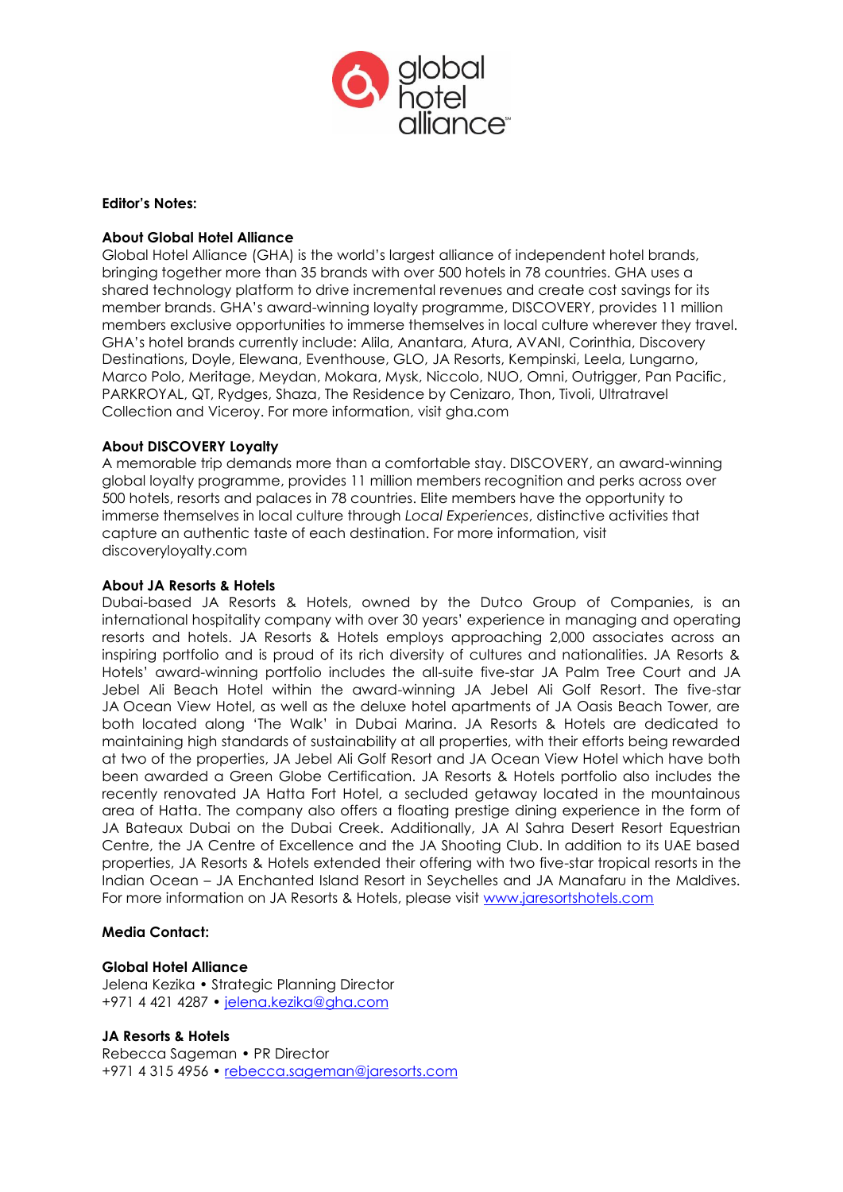**Editor's Notes:**

**About Global Hotel Alliance**

Global Hotel Alliance (GHA) is the world's largest alliance of independent hotel brands, bringing together more than 35 brands with over 500 hotels in 78 countries. GHA uses a shared technology platform to drive incremental revenues and create cost savings for its member brands. GHA's award-winning loyalty programme, DISCOVERY, provides 11 million members exclusive opportunities to immerse themselves in local culture wherever they travel. GHA's hotel brands currently include: Alila, Anantara, Atura, AVANI, Corinthia, Discovery Destinations, Doyle, Elewana, Eventhouse, GLO, JA Resorts, Kempinski, Leela, Lungarno, Marco Polo, Meritage, Meydan, Mokara, Mysk, Niccolo, NUO, Omni, Outrigger, Pan Pacific, PARKROYAL, QT, Rydges, Shaza, The Residence by Cenizaro, Thon, Tivoli, Ultratravel Collection and Viceroy. For more information, visit gha.com

**About DISCOVERY Loyalty**

A memorable trip demands more than a comfortable stay. DISCOVERY, an award-winning global loyalty programme, provides 11 million members recognition and perks across over 500 hotels, resorts and palaces in 78 countries. Elite members have the opportunity to immerse themselves in local culture through *Local Experiences*, distinctive activities that capture an authentic taste of each destination. For more information, visit discoveryloyalty.com

**About JA Resorts & Hotels**

Dubai-based JA Resorts & Hotels, owned by the Dutco Group of Companies, is an international hospitality company with over 30 years' experience in managing and operating resorts and hotels. JA Resorts & Hotels employs approaching 2,000 associates across an inspiring portfolio and is proud of its rich diversity of cultures and nationalities. JA Resorts & Hotels' award-winning portfolio includes the all-suite five-star JA Palm Tree Court and JA Jebel Ali Beach Hotel within the award-winning JA Jebel Ali Golf Resort. The five-star JA Ocean View Hotel, as well as the deluxe hotel apartments of JA Oasis Beach Tower, are both located along 'The Walk' in Dubai Marina. JA Resorts & Hotels are dedicated to maintaining high standards of sustainability at all properties, with their efforts being rewarded at two of the properties, JA Jebel Ali Golf Resort and JA Ocean View Hotel which have both been awarded a Green Globe Certification. JA Resorts & Hotels portfolio also includes the recently renovated JA Hatta Fort Hotel, a secluded getaway located in the mountainous area of Hatta. The company also offers a floating prestige dining experience in the form of JA Bateaux Dubai on the Dubai Creek. Additionally, JA Al Sahra Desert Resort Equestrian Centre, the JA Centre of Excellence and the JA Shooting Club. In addition to its UAE based properties, JA Resorts & Hotels extended their offering with two five-star tropical resorts in the Indian Ocean – JA Enchanted Island Resort in Seychelles and JA Manafaru in the Maldives. For more information on JA Resorts & Hotels, please visit www.jaresortshotels.com

**Media Contact:**

**Global Hotel Alliance**
Jelena Kezika • Strategic Planning Director
+971 4 421 4287 • jelena.kezika@gha.com

**JA Resorts & Hotels**
Rebecca Sageman • PR Director
+971 4 315 4956 • rebecca.sageman@jaresorts.com